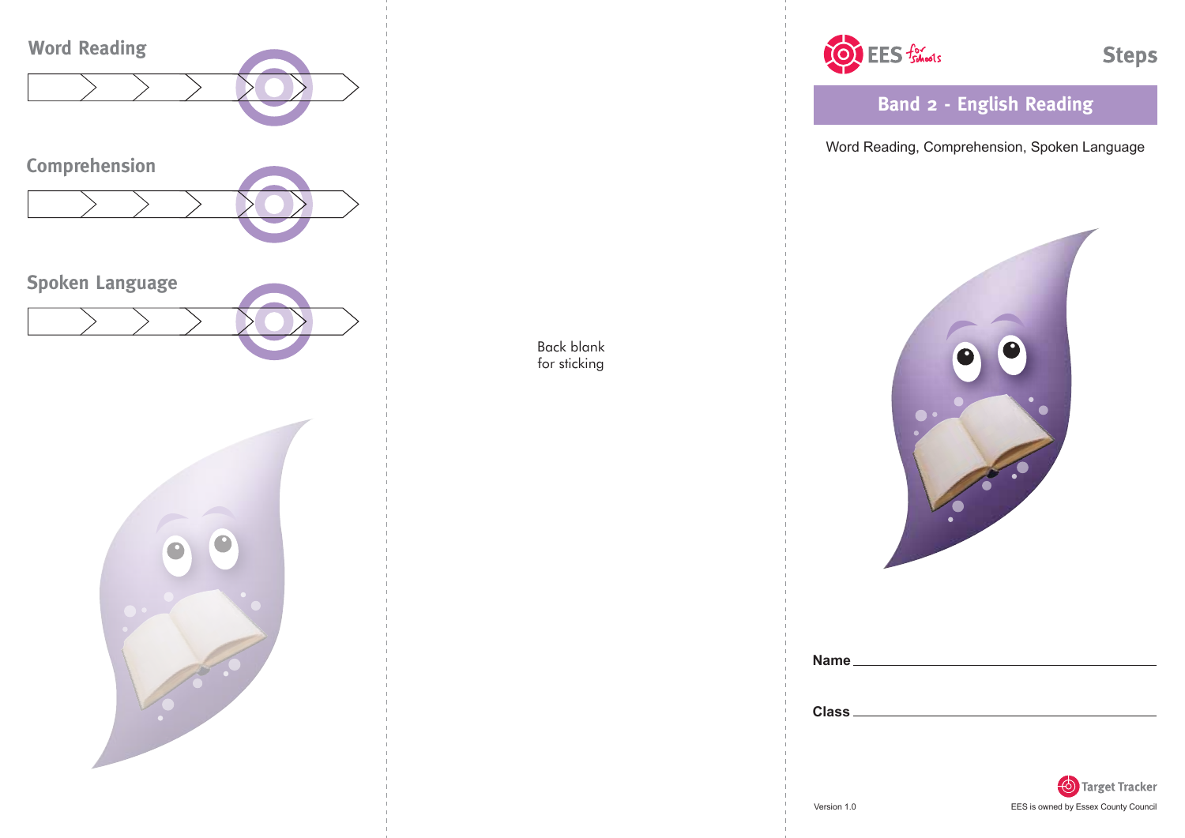## Word Reading

## Comprehension

## Spoken Language

Back blank
for sticking

EES for schools

# Steps

## Band 2 - English Reading

Word Reading, Comprehension, Spoken Language

**Name** ______________________________

**Class** ______________________________

Target Tracker

Version 1.0

EES is owned by Essex County Council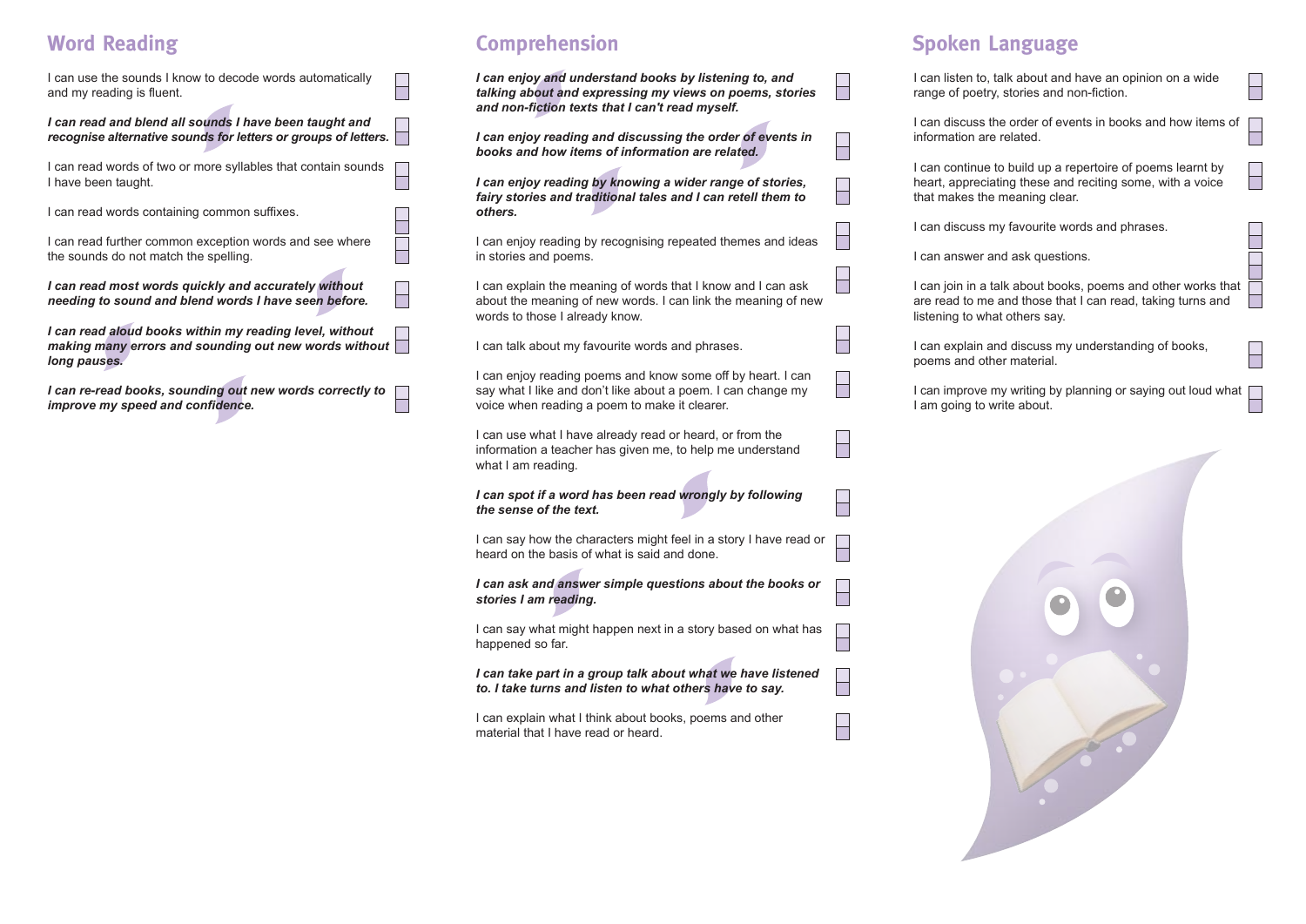## Word Reading

I can use the sounds I know to decode words automatically and my reading is fluent.

***I can read and blend all sounds I have been taught and recognise alternative sounds for letters or groups of letters.***

I can read words of two or more syllables that contain sounds I have been taught.

I can read words containing common suffixes.

I can read further common exception words and see where the sounds do not match the spelling.

***I can read most words quickly and accurately without needing to sound and blend words I have seen before.***

***I can read aloud books within my reading level, without making many errors and sounding out new words without long pauses.***

***I can re-read books, sounding out new words correctly to improve my speed and confidence.***

## Comprehension

***I can enjoy and understand books by listening to, and talking about and expressing my views on poems, stories and non-fiction texts that I can't read myself.***

***I can enjoy reading and discussing the order of events in books and how items of information are related.***

***I can enjoy reading by knowing a wider range of stories, fairy stories and traditional tales and I can retell them to others.***

I can enjoy reading by recognising repeated themes and ideas in stories and poems.

I can explain the meaning of words that I know and I can ask about the meaning of new words. I can link the meaning of new words to those I already know.

I can talk about my favourite words and phrases.

I can enjoy reading poems and know some off by heart. I can say what I like and don't like about a poem. I can change my voice when reading a poem to make it clearer.

I can use what I have already read or heard, or from the information a teacher has given me, to help me understand what I am reading.

***I can spot if a word has been read wrongly by following the sense of the text.***

I can say how the characters might feel in a story I have read or heard on the basis of what is said and done.

***I can ask and answer simple questions about the books or stories I am reading.***

I can say what might happen next in a story based on what has happened so far.

***I can take part in a group talk about what we have listened to. I take turns and listen to what others have to say.***

I can explain what I think about books, poems and other material that I have read or heard.

## Spoken Language

I can listen to, talk about and have an opinion on a wide range of poetry, stories and non-fiction.

I can discuss the order of events in books and how items of information are related.

I can continue to build up a repertoire of poems learnt by heart, appreciating these and reciting some, with a voice that makes the meaning clear.

I can discuss my favourite words and phrases.

I can answer and ask questions.

I can join in a talk about books, poems and other works that are read to me and those that I can read, taking turns and listening to what others say.

I can explain and discuss my understanding of books, poems and other material.

I can improve my writing by planning or saying out loud what I am going to write about.